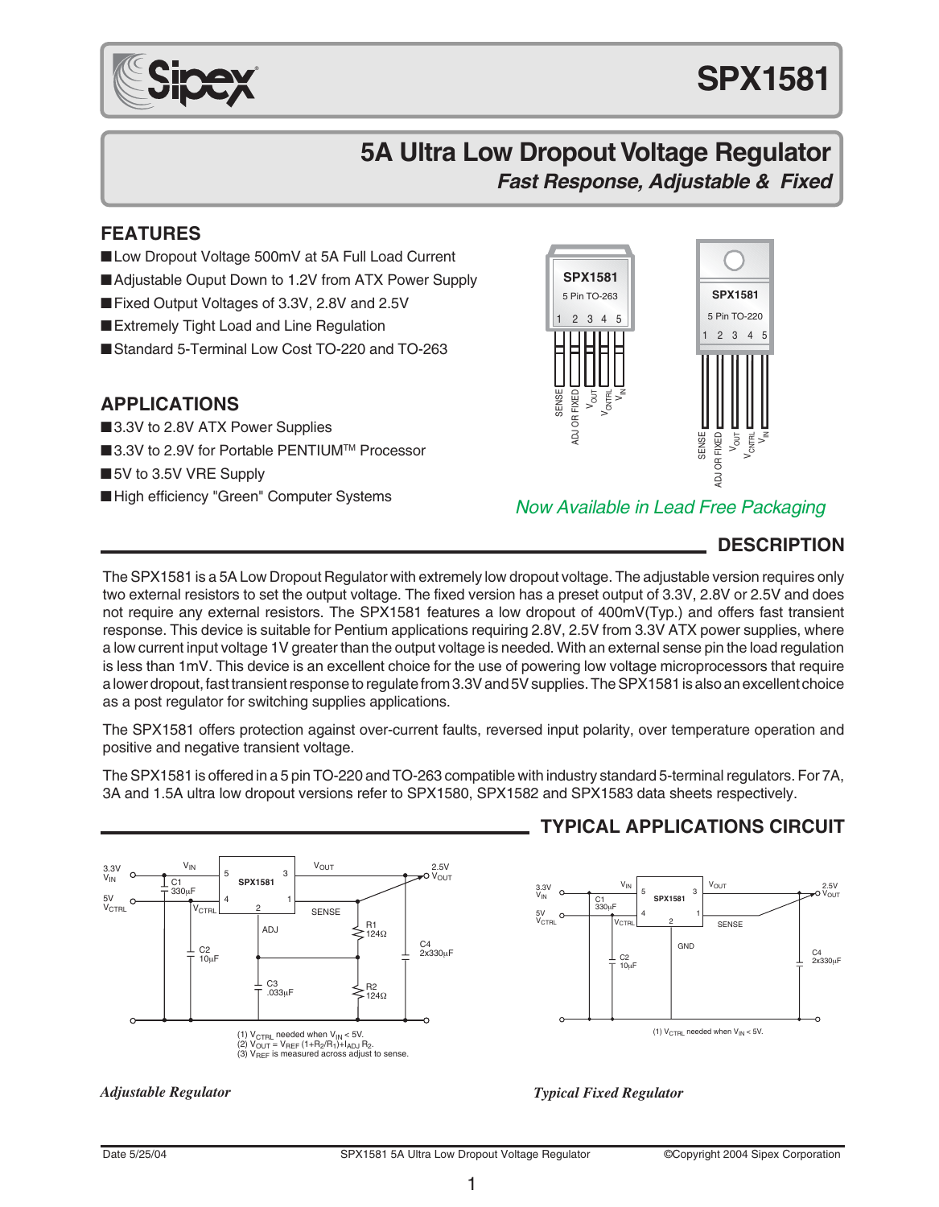# SPX1581

## 5A Ultra Low Dropout Voltage Regulator

### *Fast Response, Adjustable & Fixed*

## FEATURES

- Low Dropout Voltage 500mV at 5A Full Load Current
- Adjustable Ouput Down to 1.2V from ATX Power Supply
- Fixed Output Voltages of 3.3V, 2.8V and 2.5V
- Extremely Tight Load and Line Regulation
- Standard 5-Terminal Low Cost TO-220 and TO-263

## APPLICATIONS

- 3.3V to 2.8V ATX Power Supplies
- 3.3V to 2.9V for Portable PENTIUM™ Processor
- 5V to 3.5V VRE Supply
- High efficiency "Green" Computer Systems

SPX1581 5 Pin TO-263: 1 SENSE, 2 ADJ OR FIXED, 3 $V_{OUT}$, 4 $V_{CNTRL}$, 5 $V_{IN}$

SPX1581 5 Pin TO-220: 1 SENSE, 2 ADJ OR FIXED, 3 $V_{OUT}$, 4 $V_{CNTRL}$, 5 $V_{IN}$

*Now Available in Lead Free Packaging*

## DESCRIPTION

The SPX1581 is a 5A Low Dropout Regulator with extremely low dropout voltage. The adjustable version requires only two external resistors to set the output voltage. The fixed version has a preset output of 3.3V, 2.8V or 2.5V and does not require any external resistors. The SPX1581 features a low dropout of 400mV(Typ.) and offers fast transient response. This device is suitable for Pentium applications requiring 2.8V, 2.5V from 3.3V ATX power supplies, where a low current input voltage 1V greater than the output voltage is needed. With an external sense pin the load regulation is less than 1mV. This device is an excellent choice for the use of powering low voltage microprocessors that require a lower dropout, fast transient response to regulate from 3.3V and 5V supplies. The SPX1581 is also an excellent choice as a post regulator for switching supplies applications.

The SPX1581 offers protection against over-current faults, reversed input polarity, over temperature operation and positive and negative transient voltage.

The SPX1581 is offered in a 5 pin TO-220 and TO-263 compatible with industry standard 5-terminal regulators. For 7A, 3A and 1.5A ultra low dropout versions refer to SPX1580, SPX1582 and SPX1583 data sheets respectively.

## TYPICAL APPLICATIONS CIRCUIT

3.3V $V_{IN}$; 5V $V_{CTRL}$; C1 330µF; C2 10µF; C3 .033µF; R1 124Ω; R2 124Ω; C4 2x330µF; 2.5V $V_{OUT}$

(1) $V_{CTRL}$ needed when $V_{IN}$ < 5V.
(2) $V_{OUT} = V_{REF}(1+R_2/R_1)+I_{ADJ}R_2$.
(3) $V_{REF}$ is measured across adjust to sense.

*Adjustable Regulator*

3.3V $V_{IN}$; 5V $V_{CTRL}$; C1 330µF; C2 10µF; C4 2x330µF; 2.5V $V_{OUT}$

(1) $V_{CTRL}$ needed when $V_{IN}$ < 5V.

*Typical Fixed Regulator*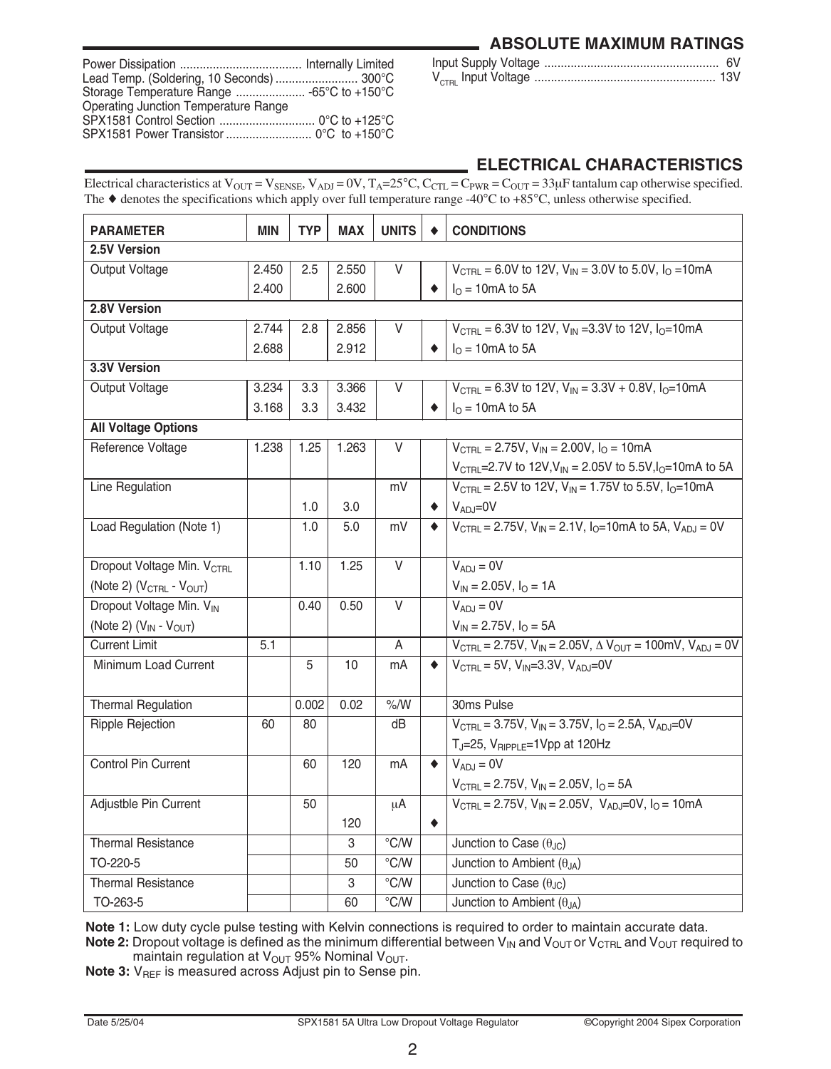## ABSOLUTE MAXIMUM RATINGS

Power Dissipation ..................................... Internally Limited
Lead Temp. (Soldering, 10 Seconds) ......................... 300°C
Storage Temperature Range ..................... -65°C to +150°C
Operating Junction Temperature Range
SPX1581 Control Section ............................. 0°C to +125°C
SPX1581 Power Transistor .......................... 0°C to +150°C

Input Supply Voltage ..................................................... 6V
$V_{CTRL}$ Input Voltage ....................................................... 13V

## ELECTRICAL CHARACTERISTICS

Electrical characteristics at $V_{OUT} = V_{SENSE}$, $V_{ADJ} = 0V$, $T_A$=25°C, $C_{CTL} = C_{PWR} = C_{OUT}$ = 33µF tantalum cap otherwise specified. The ♦ denotes the specifications which apply over full temperature range -40°C to +85°C, unless otherwise specified.

| PARAMETER | MIN | TYP | MAX | UNITS | ♦ | CONDITIONS |
|---|---|---|---|---|---|---|
| **2.5V Version** | | | | | | |
| Output Voltage | 2.450 | 2.5 | 2.550 | V | | $V_{CTRL}$ = 6.0V to 12V, $V_{IN}$ = 3.0V to 5.0V, $I_O$ =10mA |
| | 2.400 | | 2.600 | | ♦ | $I_O$ = 10mA to 5A |
| **2.8V Version** | | | | | | |
| Output Voltage | 2.744 | 2.8 | 2.856 | V | | $V_{CTRL}$ = 6.3V to 12V, $V_{IN}$ =3.3V to 12V, $I_O$=10mA |
| | 2.688 | | 2.912 | | ♦ | $I_O$ = 10mA to 5A |
| **3.3V Version** | | | | | | |
| Output Voltage | 3.234 | 3.3 | 3.366 | V | | $V_{CTRL}$ = 6.3V to 12V, $V_{IN}$ = 3.3V + 0.8V, $I_O$=10mA |
| | 3.168 | 3.3 | 3.432 | | ♦ | $I_O$ = 10mA to 5A |
| **All Voltage Options** | | | | | | |
| Reference Voltage | 1.238 | 1.25 | 1.263 | V | | $V_{CTRL}$ = 2.75V, $V_{IN}$ = 2.00V, $I_O$ = 10mA |
| | | | | | | $V_{CTRL}$=2.7V to 12V,$V_{IN}$ = 2.05V to 5.5V,$I_O$=10mA to 5A |
| Line Regulation | | | | mV | | $V_{CTRL}$ = 2.5V to 12V, $V_{IN}$ = 1.75V to 5.5V, $I_O$=10mA |
| | | 1.0 | 3.0 | | ♦ | $V_{ADJ}$=0V |
| Load Regulation (Note 1) | | 1.0 | 5.0 | mV | ♦ | $V_{CTRL}$ = 2.75V, $V_{IN}$ = 2.1V, $I_O$=10mA to 5A, $V_{ADJ}$ = 0V |
| Dropout Voltage Min. $V_{CTRL}$ (Note 2) ($V_{CTRL}$ - $V_{OUT}$) | | 1.10 | 1.25 | V | | $V_{ADJ}$ = 0V, $V_{IN}$ = 2.05V, $I_O$ = 1A |
| Dropout Voltage Min. $V_{IN}$ (Note 2) ($V_{IN}$ - $V_{OUT}$) | | 0.40 | 0.50 | V | | $V_{ADJ}$ = 0V, $V_{IN}$ = 2.75V, $I_O$ = 5A |
| Current Limit | 5.1 | | | A | | $V_{CTRL}$ = 2.75V, $V_{IN}$ = 2.05V, $\Delta V_{OUT}$ = 100mV, $V_{ADJ}$ = 0V |
| Minimum Load Current | | 5 | 10 | mA | ♦ | $V_{CTRL}$ = 5V, $V_{IN}$=3.3V, $V_{ADJ}$=0V |
| Thermal Regulation | | 0.002 | 0.02 | %/W | | 30ms Pulse |
| Ripple Rejection | 60 | 80 | | dB | | $V_{CTRL}$ = 3.75V, $V_{IN}$ = 3.75V, $I_O$ = 2.5A, $V_{ADJ}$=0V |
| | | | | | | $T_J$=25, $V_{RIPPLE}$=1Vpp at 120Hz |
| Control Pin Current | | 60 | 120 | mA | ♦ | $V_{ADJ}$ = 0V |
| | | | | | | $V_{CTRL}$ = 2.75V, $V_{IN}$ = 2.05V, $I_O$ = 5A |
| Adjustble Pin Current | | 50 | | µA | | $V_{CTRL}$ = 2.75V, $V_{IN}$ = 2.05V, $V_{ADJ}$=0V, $I_O$ = 10mA |
| | | | 120 | | ♦ | |
| Thermal Resistance | | | 3 | °C/W | | Junction to Case ($\theta_{JC}$) |
| TO-220-5 | | | 50 | °C/W | | Junction to Ambient ($\theta_{JA}$) |
| Thermal Resistance | | | 3 | °C/W | | Junction to Case ($\theta_{JC}$) |
| TO-263-5 | | | 60 | °C/W | | Junction to Ambient ($\theta_{JA}$) |

**Note 1:** Low duty cycle pulse testing with Kelvin connections is required to order to maintain accurate data.
**Note 2:** Dropout voltage is defined as the minimum differential between $V_{IN}$ and $V_{OUT}$ or $V_{CTRL}$ and $V_{OUT}$ required to maintain regulation at $V_{OUT}$ 95% Nominal $V_{OUT}$.
**Note 3:** $V_{REF}$ is measured across Adjust pin to Sense pin.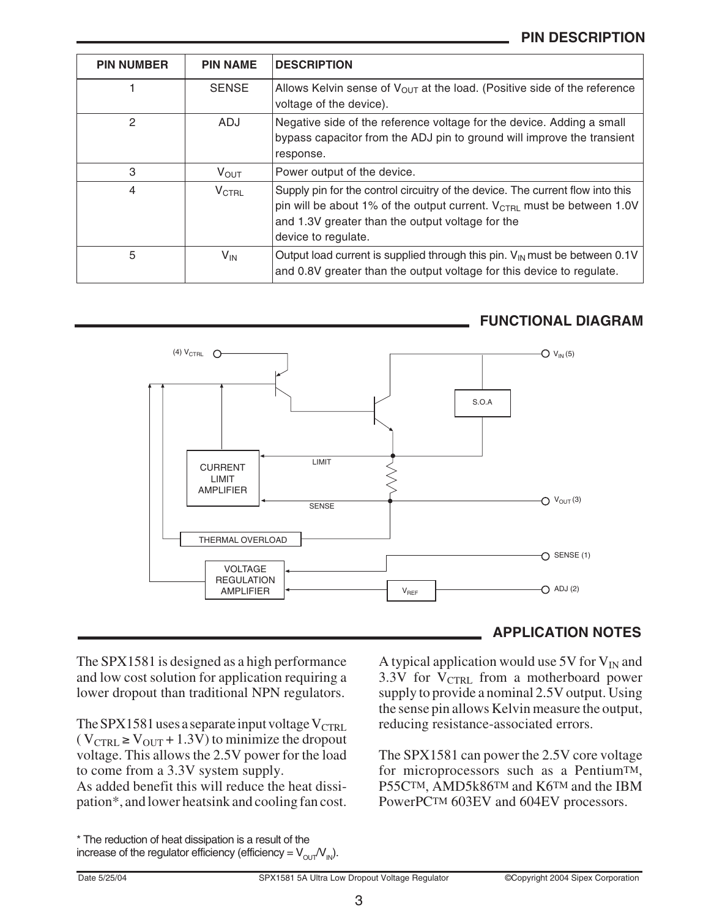## PIN DESCRIPTION

| PIN NUMBER | PIN NAME | DESCRIPTION |
|---|---|---|
| 1 | SENSE | Allows Kelvin sense of $V_{OUT}$ at the load. (Positive side of the reference voltage of the device). |
| 2 | ADJ | Negative side of the reference voltage for the device. Adding a small bypass capacitor from the ADJ pin to ground will improve the transient response. |
| 3 | $V_{OUT}$ | Power output of the device. |
| 4 | $V_{CTRL}$ | Supply pin for the control circuitry of the device. The current flow into this pin will be about 1% of the output current. $V_{CTRL}$ must be between 1.0V and 1.3V greater than the output voltage for the device to regulate. |
| 5 | $V_{IN}$ | Output load current is supplied through this pin. $V_{IN}$ must be between 0.1V and 0.8V greater than the output voltage for this device to regulate. |

## FUNCTIONAL DIAGRAM

(4) $V_{CTRL}$ · $V_{IN}$ (5) · S.O.A · CURRENT LIMIT AMPLIFIER · LIMIT · SENSE · $V_{OUT}$ (3) · THERMAL OVERLOAD · SENSE (1) · VOLTAGE REGULATION AMPLIFIER · $V_{REF}$ · ADJ (2)

## APPLICATION NOTES

The SPX1581 is designed as a high performance and low cost solution for application requiring a lower dropout than traditional NPN regulators.

The SPX1581 uses a separate input voltage $V_{CTRL}$ ( $V_{CTRL} \geq V_{OUT} + 1.3V$) to minimize the dropout voltage. This allows the 2.5V power for the load to come from a 3.3V system supply.
As added benefit this will reduce the heat dissipation*, and lower heatsink and cooling fan cost.

A typical application would use 5V for $V_{IN}$ and 3.3V for $V_{CTRL}$ from a motherboard power supply to provide a nominal 2.5V output. Using the sense pin allows Kelvin measure the output, reducing resistance-associated errors.

The SPX1581 can power the 2.5V core voltage for microprocessors such as a Pentium™, P55C™, AMD5k86™ and K6™ and the IBM PowerPC™ 603EV and 604EV processors.

* The reduction of heat dissipation is a result of the increase of the regulator efficiency (efficiency = $V_{OUT}/V_{IN}$).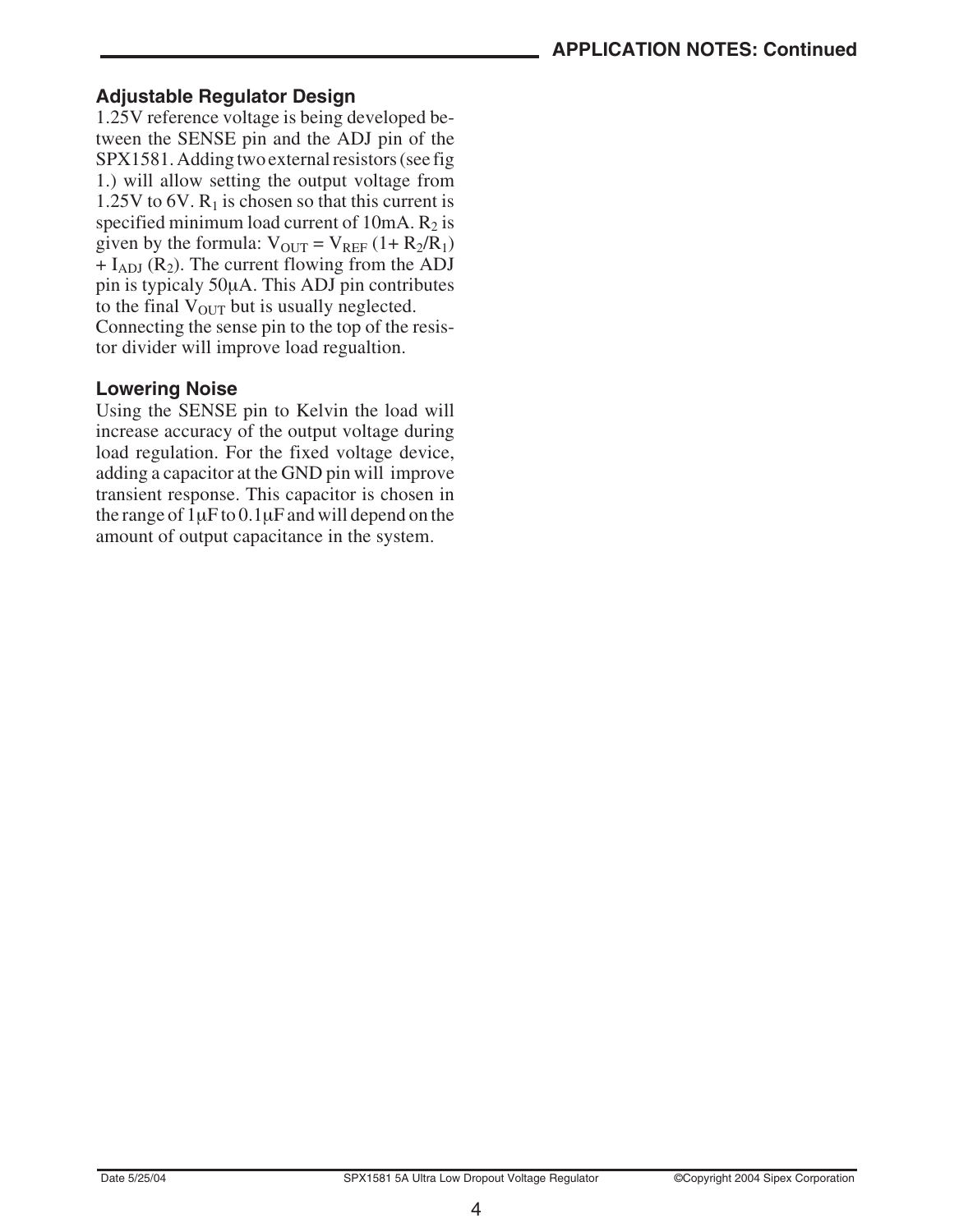## APPLICATION NOTES: Continued

### Adjustable Regulator Design

1.25V reference voltage is being developed between the SENSE pin and the ADJ pin of the SPX1581. Adding two external resistors (see fig 1.) will allow setting the output voltage from 1.25V to 6V. $R_1$ is chosen so that this current is specified minimum load current of 10mA. $R_2$ is given by the formula: $V_{OUT} = V_{REF}(1 + R_2/R_1) + I_{ADJ}(R_2)$. The current flowing from the ADJ pin is typicaly 50μA. This ADJ pin contributes to the final $V_{OUT}$ but is usually neglected.

Connecting the sense pin to the top of the resistor divider will improve load regualtion.

### Lowering Noise

Using the SENSE pin to Kelvin the load will increase accuracy of the output voltage during load regulation. For the fixed voltage device, adding a capacitor at the GND pin will improve transient response. This capacitor is chosen in the range of 1μF to 0.1μF and will depend on the amount of output capacitance in the system.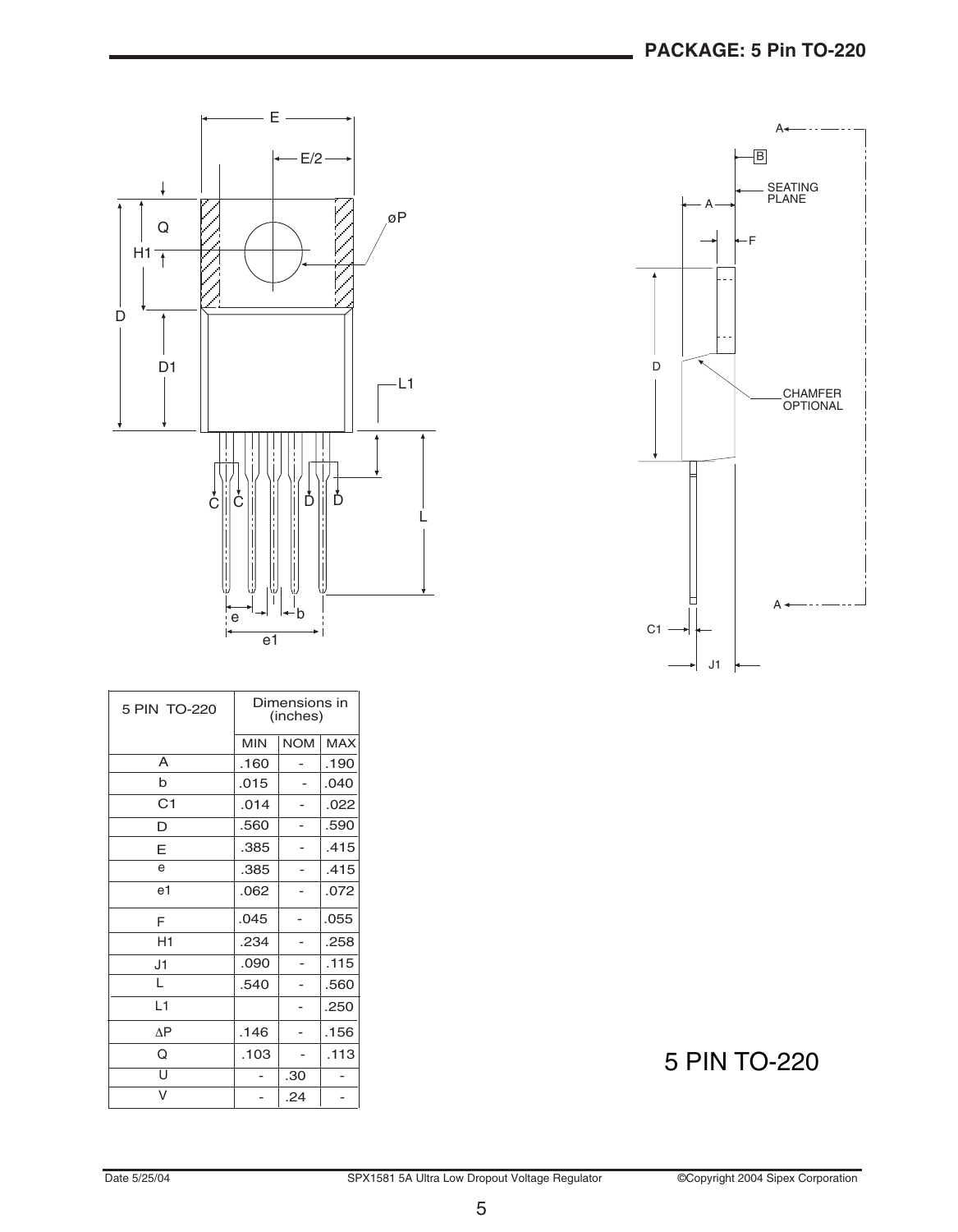## PACKAGE: 5 Pin TO-220

| 5 PIN TO-220 | Dimensions in (inches) | | |
|---|---|---|---|
| | MIN | NOM | MAX |
| A | .160 | - | .190 |
| b | .015 | - | .040 |
| C1 | .014 | - | .022 |
| D | .560 | - | .590 |
| E | .385 | - | .415 |
| e | .385 | - | .415 |
| e1 | .062 | - | .072 |
| F | .045 | - | .055 |
| H1 | .234 | - | .258 |
| J1 | .090 | - | .115 |
| L | .540 | - | .560 |
| L1 | | - | .250 |
| ∆P | .146 | - | .156 |
| Q | .103 | - | .113 |
| U | - | .30 | - |
| V | - | .24 | - |

5 PIN TO-220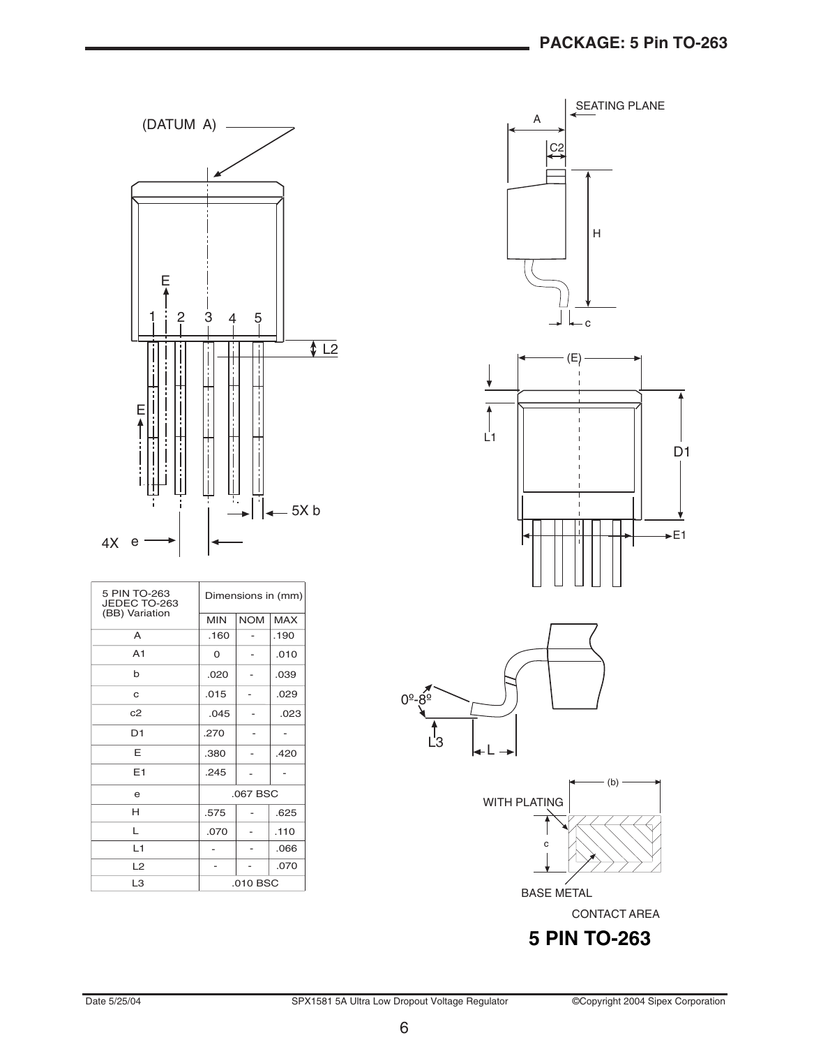# PACKAGE: 5 Pin TO-263

| 5 PIN TO-263 JEDEC TO-263 (BB) Variation | Dimensions in (mm) | | |
|---|---|---|---|
| | MIN | NOM | MAX |
| A | .160 | - | .190 |
| A1 | 0 | - | .010 |
| b | .020 | - | .039 |
| c | .015 | - | .029 |
| c2 | .045 | - | .023 |
| D1 | .270 | - | - |
| E | .380 | - | .420 |
| E1 | .245 | - | - |
| e | .067 BSC | | |
| H | .575 | - | .625 |
| L | .070 | - | .110 |
| L1 | - | - | .066 |
| L2 | - | - | .070 |
| L3 | .010 BSC | | |

**5 PIN TO-263**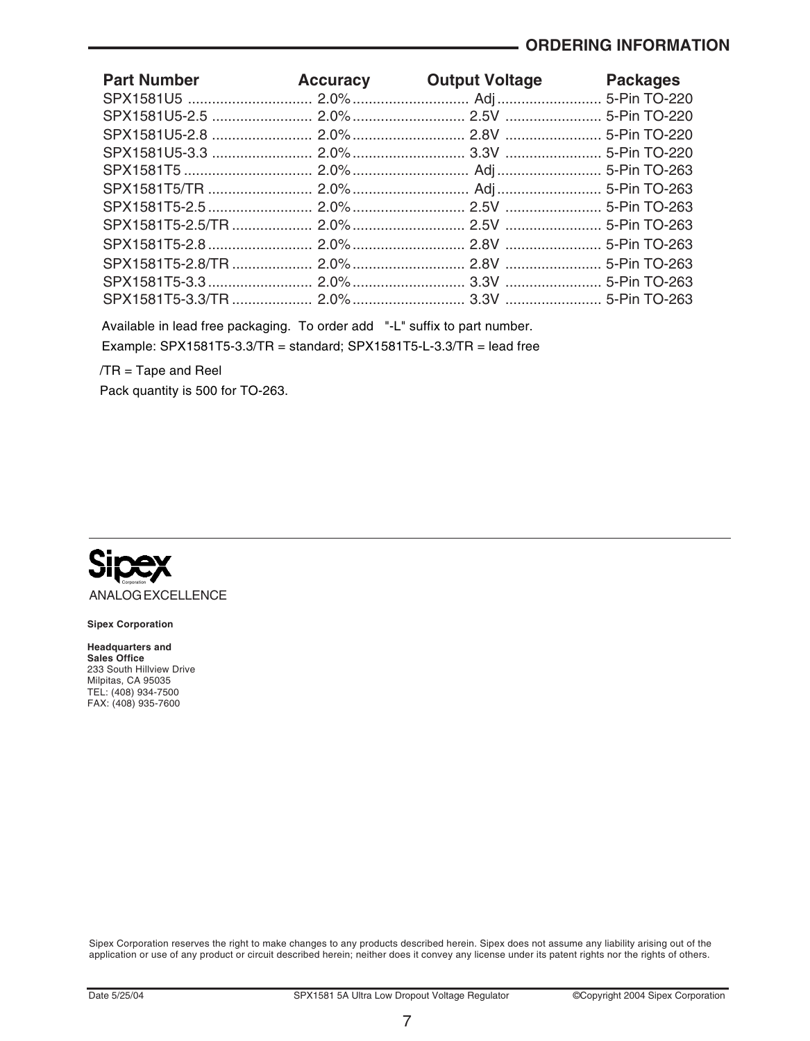## ORDERING INFORMATION

| Part Number | Accuracy | Output Voltage | Packages |
|---|---|---|---|
| SPX1581U5 | 2.0% | Adj | 5-Pin TO-220 |
| SPX1581U5-2.5 | 2.0% | 2.5V | 5-Pin TO-220 |
| SPX1581U5-2.8 | 2.0% | 2.8V | 5-Pin TO-220 |
| SPX1581U5-3.3 | 2.0% | 3.3V | 5-Pin TO-220 |
| SPX1581T5 | 2.0% | Adj | 5-Pin TO-263 |
| SPX1581T5/TR | 2.0% | Adj | 5-Pin TO-263 |
| SPX1581T5-2.5 | 2.0% | 2.5V | 5-Pin TO-263 |
| SPX1581T5-2.5/TR | 2.0% | 2.5V | 5-Pin TO-263 |
| SPX1581T5-2.8 | 2.0% | 2.8V | 5-Pin TO-263 |
| SPX1581T5-2.8/TR | 2.0% | 2.8V | 5-Pin TO-263 |
| SPX1581T5-3.3 | 2.0% | 3.3V | 5-Pin TO-263 |
| SPX1581T5-3.3/TR | 2.0% | 3.3V | 5-Pin TO-263 |

Available in lead free packaging. To order add "-L" suffix to part number.

Example: SPX1581T5-3.3/TR = standard; SPX1581T5-L-3.3/TR = lead free

/TR = Tape and Reel

Pack quantity is 500 for TO-263.

Sipex Corporation

ANALOG EXCELLENCE

**Sipex Corporation**

**Headquarters and Sales Office**
233 South Hillview Drive
Milpitas, CA 95035
TEL: (408) 934-7500
FAX: (408) 935-7600

Sipex Corporation reserves the right to make changes to any products described herein. Sipex does not assume any liability arising out of the application or use of any product or circuit described herein; neither does it convey any license under its patent rights nor the rights of others.